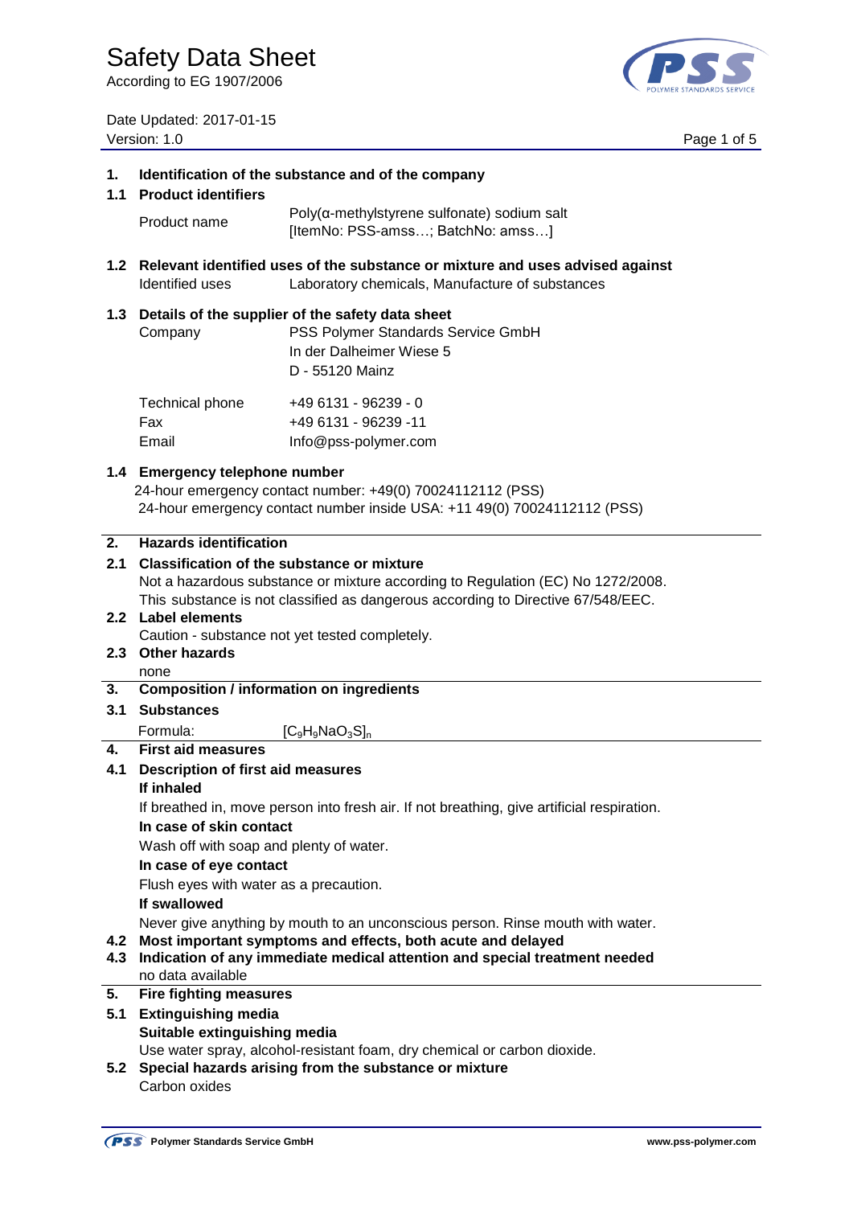# Safety Data Sheet

According to EG 1907/2006

Date Updated: 2017-01-15
Version: 1.0

## 1. Identification of the substance and of the company

### 1.1 Product identifiers

| Product name | Poly(α-methylstyrene sulfonate) sodium salt [ItemNo: PSS-amss…; BatchNo: amss…] |
| --- | --- |

### 1.2 Relevant identified uses of the substance or mixture and uses advised against

| Identified uses | Laboratory chemicals, Manufacture of substances |
| --- | --- |

### 1.3 Details of the supplier of the safety data sheet

| Company | PSS Polymer Standards Service GmbH<br>In der Dalheimer Wiese 5<br>D - 55120 Mainz |
| --- | --- |
| Technical phone | +49 6131 - 96239 - 0 |
| Fax | +49 6131 - 96239 -11 |
| Email | Info@pss-polymer.com |

### 1.4 Emergency telephone number

24-hour emergency contact number: +49(0) 70024112112 (PSS)
24-hour emergency contact number inside USA: +11 49(0) 70024112112 (PSS)

## 2. Hazards identification

### 2.1 Classification of the substance or mixture

Not a hazardous substance or mixture according to Regulation (EC) No 1272/2008.
This substance is not classified as dangerous according to Directive 67/548/EEC.

### 2.2 Label elements

Caution - substance not yet tested completely.

### 2.3 Other hazards

none

## 3. Composition / information on ingredients

### 3.1 Substances

Formula: $[C_9H_9NaO_3S]_n$

## 4. First aid measures

### 4.1 Description of first aid measures

**If inhaled**

If breathed in, move person into fresh air. If not breathing, give artificial respiration.

**In case of skin contact**

Wash off with soap and plenty of water.

**In case of eye contact**

Flush eyes with water as a precaution.

**If swallowed**

Never give anything by mouth to an unconscious person. Rinse mouth with water.

### 4.2 Most important symptoms and effects, both acute and delayed

### 4.3 Indication of any immediate medical attention and special treatment needed

no data available

## 5. Fire fighting measures

### 5.1 Extinguishing media

**Suitable extinguishing media**

Use water spray, alcohol-resistant foam, dry chemical or carbon dioxide.

### 5.2 Special hazards arising from the substance or mixture

Carbon oxides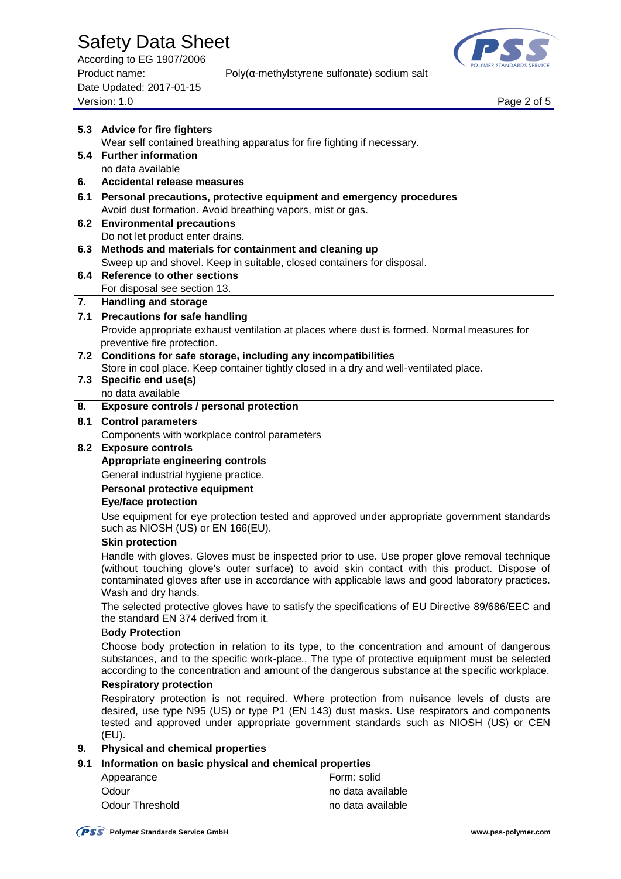**5.3 Advice for fire fighters**

Wear self contained breathing apparatus for fire fighting if necessary.

**5.4 Further information**

no data available

## 6. Accidental release measures

**6.1 Personal precautions, protective equipment and emergency procedures**

Avoid dust formation. Avoid breathing vapors, mist or gas.

**6.2 Environmental precautions**

Do not let product enter drains.

**6.3 Methods and materials for containment and cleaning up**

Sweep up and shovel. Keep in suitable, closed containers for disposal.

**6.4 Reference to other sections**

For disposal see section 13.

## 7. Handling and storage

**7.1 Precautions for safe handling**

Provide appropriate exhaust ventilation at places where dust is formed. Normal measures for preventive fire protection.

**7.2 Conditions for safe storage, including any incompatibilities**

Store in cool place. Keep container tightly closed in a dry and well-ventilated place.

**7.3 Specific end use(s)**

no data available

## 8. Exposure controls / personal protection

**8.1 Control parameters**

Components with workplace control parameters

**8.2 Exposure controls**

**Appropriate engineering controls**

General industrial hygiene practice.

**Personal protective equipment**

**Eye/face protection**

Use equipment for eye protection tested and approved under appropriate government standards such as NIOSH (US) or EN 166(EU).

**Skin protection**

Handle with gloves. Gloves must be inspected prior to use. Use proper glove removal technique (without touching glove's outer surface) to avoid skin contact with this product. Dispose of contaminated gloves after use in accordance with applicable laws and good laboratory practices. Wash and dry hands.

The selected protective gloves have to satisfy the specifications of EU Directive 89/686/EEC and the standard EN 374 derived from it.

B**ody Protection**

Choose body protection in relation to its type, to the concentration and amount of dangerous substances, and to the specific work-place., The type of protective equipment must be selected according to the concentration and amount of the dangerous substance at the specific workplace.

**Respiratory protection**

Respiratory protection is not required. Where protection from nuisance levels of dusts are desired, use type N95 (US) or type P1 (EN 143) dust masks. Use respirators and components tested and approved under appropriate government standards such as NIOSH (US) or CEN (EU).

## 9. Physical and chemical properties

**9.1 Information on basic physical and chemical properties**

| | |
|---|---|
| Appearance | Form: solid |
| Odour | no data available |
| Odour Threshold | no data available |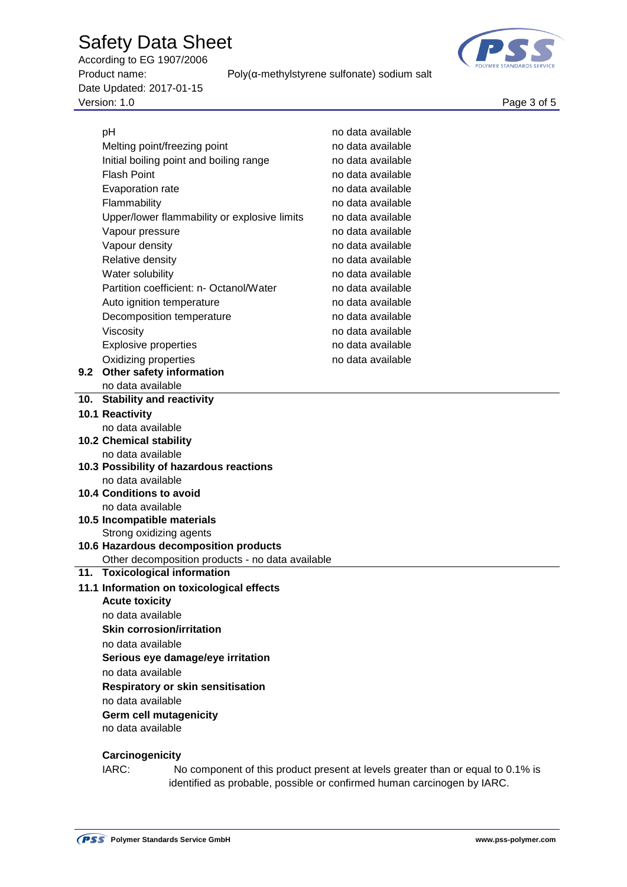| Property | Value |
|---|---|
| pH | no data available |
| Melting point/freezing point | no data available |
| Initial boiling point and boiling range | no data available |
| Flash Point | no data available |
| Evaporation rate | no data available |
| Flammability | no data available |
| Upper/lower flammability or explosive limits | no data available |
| Vapour pressure | no data available |
| Vapour density | no data available |
| Relative density | no data available |
| Water solubility | no data available |
| Partition coefficient: n- Octanol/Water | no data available |
| Auto ignition temperature | no data available |
| Decomposition temperature | no data available |
| Viscosity | no data available |
| Explosive properties | no data available |
| Oxidizing properties | no data available |

### 9.2 Other safety information

no data available

## 10. Stability and reactivity

### 10.1 Reactivity

no data available

### 10.2 Chemical stability

no data available

### 10.3 Possibility of hazardous reactions

no data available

### 10.4 Conditions to avoid

no data available

### 10.5 Incompatible materials

Strong oxidizing agents

### 10.6 Hazardous decomposition products

Other decomposition products - no data available

## 11. Toxicological information

### 11.1 Information on toxicological effects

**Acute toxicity**

no data available

**Skin corrosion/irritation**

no data available

**Serious eye damage/eye irritation**

no data available

**Respiratory or skin sensitisation**

no data available

**Germ cell mutagenicity**

no data available

**Carcinogenicity**

IARC: No component of this product present at levels greater than or equal to 0.1% is identified as probable, possible or confirmed human carcinogen by IARC.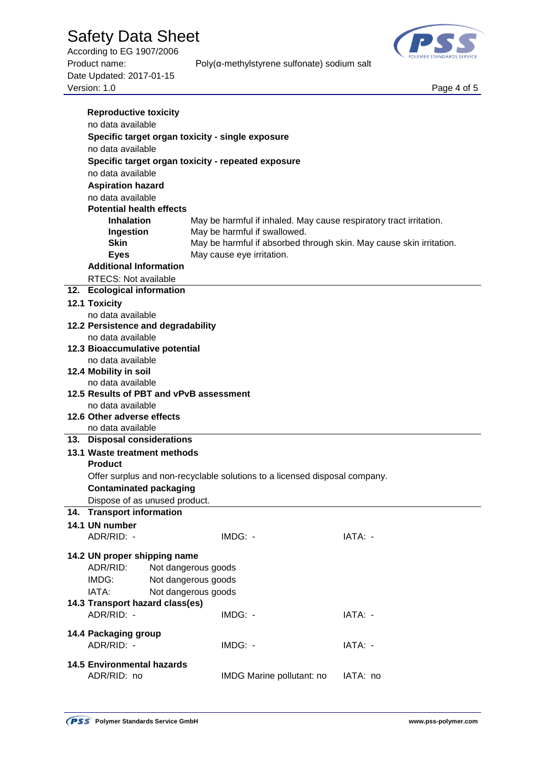**Reproductive toxicity**

no data available

**Specific target organ toxicity - single exposure**

no data available

**Specific target organ toxicity - repeated exposure**

no data available

**Aspiration hazard**

no data available

**Potential health effects**

| | |
|---|---|
| **Inhalation** | May be harmful if inhaled. May cause respiratory tract irritation. |
| **Ingestion** | May be harmful if swallowed. |
| **Skin** | May be harmful if absorbed through skin. May cause skin irritation. |
| **Eyes** | May cause eye irritation. |

**Additional Information**

RTECS: Not available

## 12. Ecological information

### 12.1 Toxicity

no data available

### 12.2 Persistence and degradability

no data available

### 12.3 Bioaccumulative potential

no data available

### 12.4 Mobility in soil

no data available

### 12.5 Results of PBT and vPvB assessment

no data available

### 12.6 Other adverse effects

no data available

## 13. Disposal considerations

### 13.1 Waste treatment methods

**Product**

Offer surplus and non-recyclable solutions to a licensed disposal company.

**Contaminated packaging**

Dispose of as unused product.

## 14. Transport information

### 14.1 UN number

| | | |
|---|---|---|
| ADR/RID: - | IMDG: - | IATA: - |

### 14.2 UN proper shipping name

| | |
|---|---|
| ADR/RID: | Not dangerous goods |
| IMDG: | Not dangerous goods |
| IATA: | Not dangerous goods |

### 14.3 Transport hazard class(es)

| | | |
|---|---|---|
| ADR/RID: - | IMDG: - | IATA: - |

### 14.4 Packaging group

| | | |
|---|---|---|
| ADR/RID: - | IMDG: - | IATA: - |

### 14.5 Environmental hazards

| | | |
|---|---|---|
| ADR/RID: no | IMDG Marine pollutant: no | IATA: no |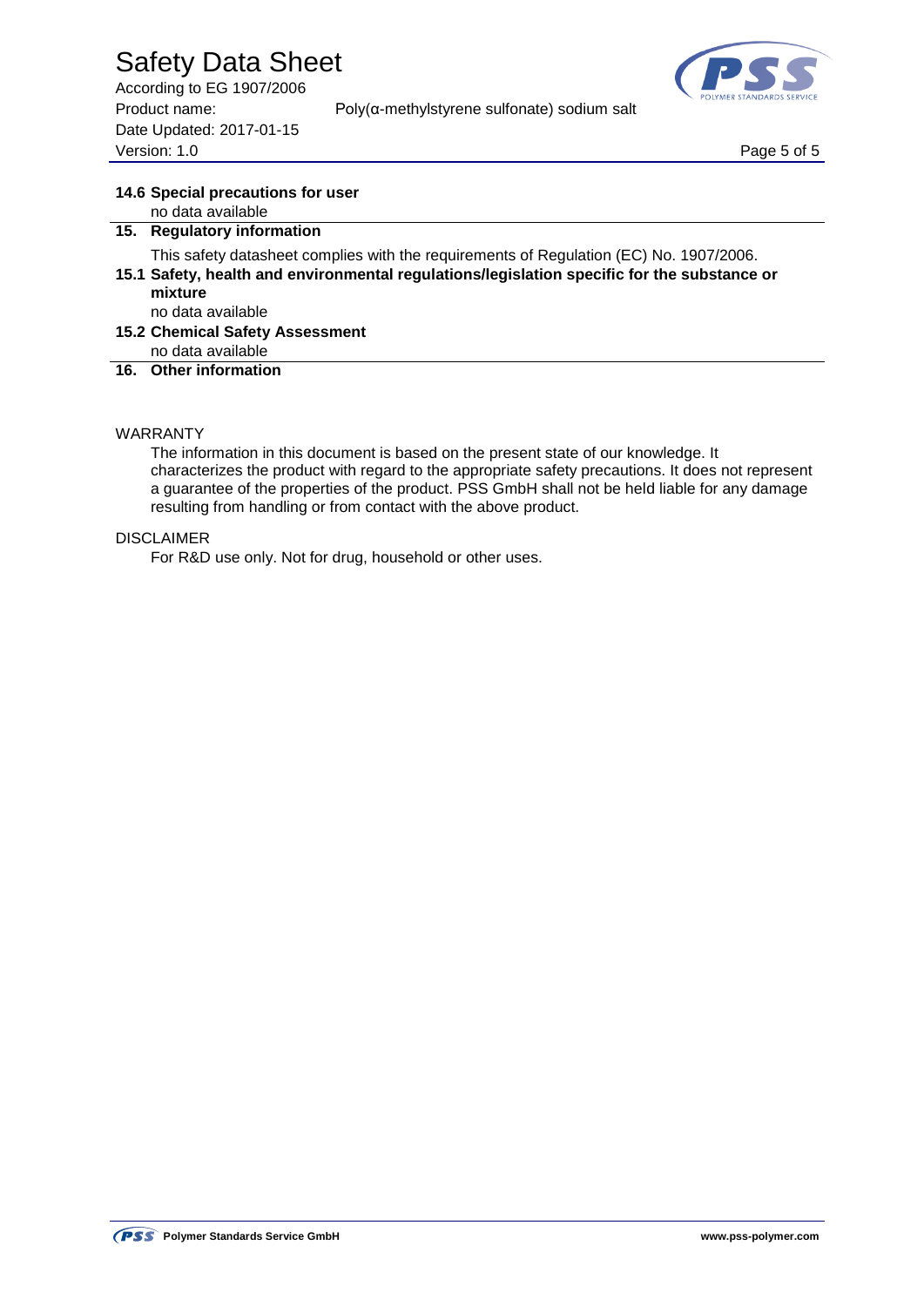### 14.6 Special precautions for user

no data available

## 15. Regulatory information

This safety datasheet complies with the requirements of Regulation (EC) No. 1907/2006.

### 15.1 Safety, health and environmental regulations/legislation specific for the substance or mixture

no data available

### 15.2 Chemical Safety Assessment

no data available

## 16. Other information

WARRANTY

The information in this document is based on the present state of our knowledge. It characterizes the product with regard to the appropriate safety precautions. It does not represent a guarantee of the properties of the product. PSS GmbH shall not be held liable for any damage resulting from handling or from contact with the above product.

DISCLAIMER

For R&D use only. Not for drug, household or other uses.